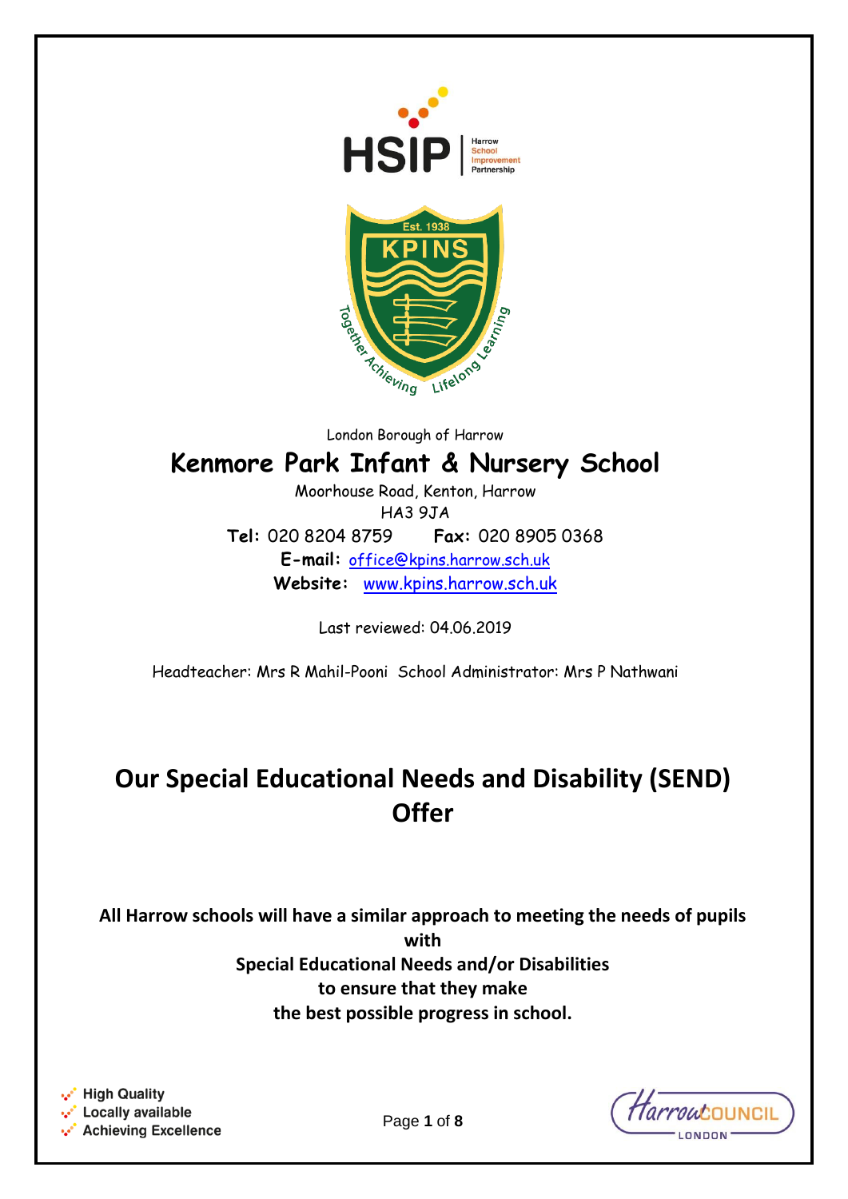London Borough of Harrow

# Kenmore Park Infant & Nursery School

Moorhouse Road, Kenton, Harrow
HA3 9JA

**Tel:** 020 8204 8759 **Fax:** 020 8905 0368

**E-mail:** office@kpins.harrow.sch.uk

**Website:** www.kpins.harrow.sch.uk

Last reviewed: 04.06.2019

Headteacher: Mrs R Mahil-Pooni School Administrator: Mrs P Nathwani

# Our Special Educational Needs and Disability (SEND) Offer

**All Harrow schools will have a similar approach to meeting the needs of pupils with Special Educational Needs and/or Disabilities to ensure that they make the best possible progress in school.**

High Quality
Locally available
Achieving Excellence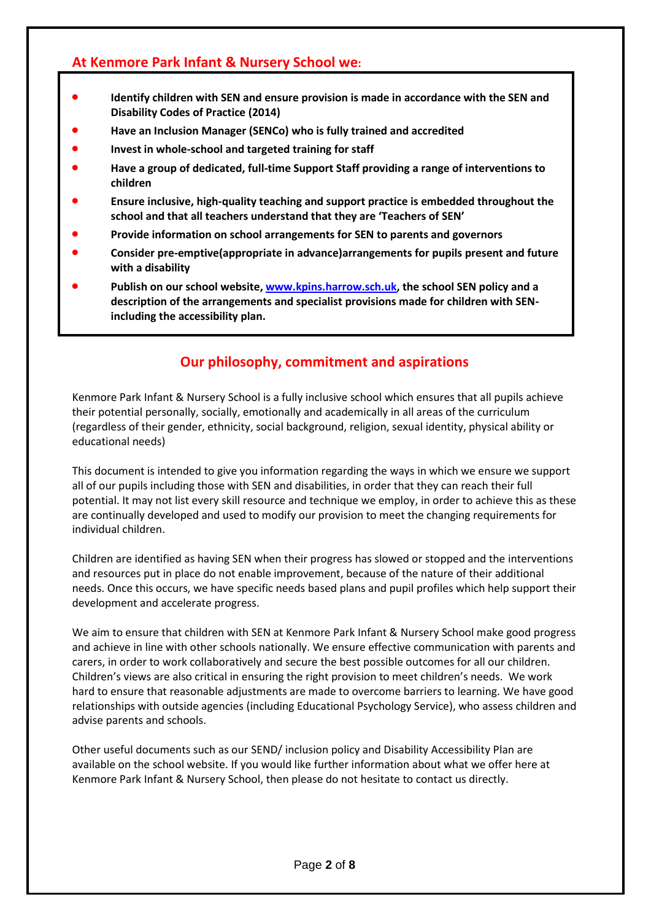## At Kenmore Park Infant & Nursery School we:

- **Identify children with SEN and ensure provision is made in accordance with the SEN and Disability Codes of Practice (2014)**
- **Have an Inclusion Manager (SENCo) who is fully trained and accredited**
- **Invest in whole-school and targeted training for staff**
- **Have a group of dedicated, full-time Support Staff providing a range of interventions to children**
- **Ensure inclusive, high-quality teaching and support practice is embedded throughout the school and that all teachers understand that they are 'Teachers of SEN'**
- **Provide information on school arrangements for SEN to parents and governors**
- **Consider pre-emptive(appropriate in advance)arrangements for pupils present and future with a disability**
- **Publish on our school website, [www.kpins.harrow.sch.uk](http://www.kpins.harrow.sch.uk), the school SEN policy and a description of the arrangements and specialist provisions made for children with SEN- including the accessibility plan.**

## Our philosophy, commitment and aspirations

Kenmore Park Infant & Nursery School is a fully inclusive school which ensures that all pupils achieve their potential personally, socially, emotionally and academically in all areas of the curriculum (regardless of their gender, ethnicity, social background, religion, sexual identity, physical ability or educational needs)

This document is intended to give you information regarding the ways in which we ensure we support all of our pupils including those with SEN and disabilities, in order that they can reach their full potential. It may not list every skill resource and technique we employ, in order to achieve this as these are continually developed and used to modify our provision to meet the changing requirements for individual children.

Children are identified as having SEN when their progress has slowed or stopped and the interventions and resources put in place do not enable improvement, because of the nature of their additional needs. Once this occurs, we have specific needs based plans and pupil profiles which help support their development and accelerate progress.

We aim to ensure that children with SEN at Kenmore Park Infant & Nursery School make good progress and achieve in line with other schools nationally. We ensure effective communication with parents and carers, in order to work collaboratively and secure the best possible outcomes for all our children. Children's views are also critical in ensuring the right provision to meet children's needs. We work hard to ensure that reasonable adjustments are made to overcome barriers to learning. We have good relationships with outside agencies (including Educational Psychology Service), who assess children and advise parents and schools.

Other useful documents such as our SEND/ inclusion policy and Disability Accessibility Plan are available on the school website. If you would like further information about what we offer here at Kenmore Park Infant & Nursery School, then please do not hesitate to contact us directly.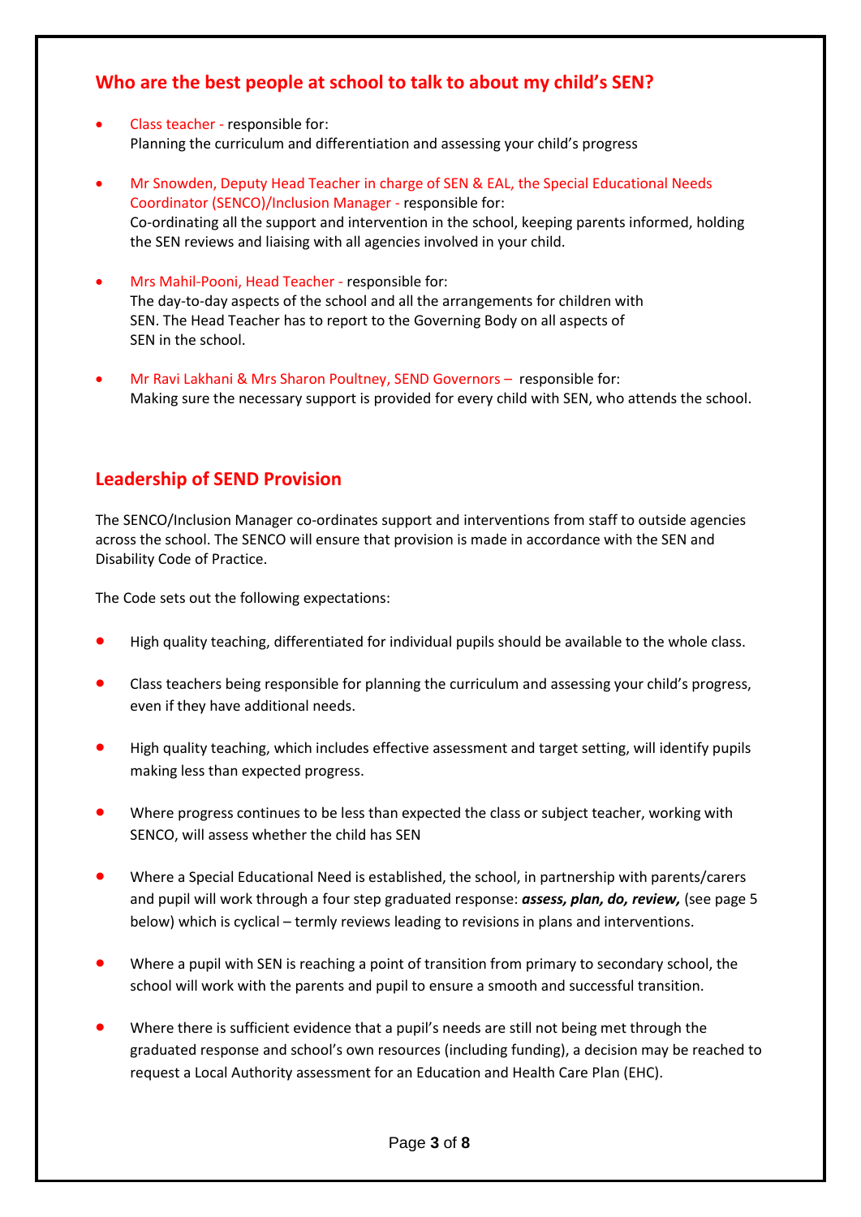## Who are the best people at school to talk to about my child's SEN?

- Class teacher - responsible for:
  Planning the curriculum and differentiation and assessing your child's progress

- Mr Snowden, Deputy Head Teacher in charge of SEN & EAL, the Special Educational Needs Coordinator (SENCO)/Inclusion Manager - responsible for:
  Co-ordinating all the support and intervention in the school, keeping parents informed, holding the SEN reviews and liaising with all agencies involved in your child.

- Mrs Mahil-Pooni, Head Teacher - responsible for:
  The day-to-day aspects of the school and all the arrangements for children with SEN. The Head Teacher has to report to the Governing Body on all aspects of SEN in the school.

- Mr Ravi Lakhani & Mrs Sharon Poultney, SEND Governors – responsible for:
  Making sure the necessary support is provided for every child with SEN, who attends the school.

## Leadership of SEND Provision

The SENCO/Inclusion Manager co-ordinates support and interventions from staff to outside agencies across the school. The SENCO will ensure that provision is made in accordance with the SEN and Disability Code of Practice.

The Code sets out the following expectations:

- High quality teaching, differentiated for individual pupils should be available to the whole class.
- Class teachers being responsible for planning the curriculum and assessing your child's progress, even if they have additional needs.
- High quality teaching, which includes effective assessment and target setting, will identify pupils making less than expected progress.
- Where progress continues to be less than expected the class or subject teacher, working with SENCO, will assess whether the child has SEN
- Where a Special Educational Need is established, the school, in partnership with parents/carers and pupil will work through a four step graduated response: ***assess, plan, do, review,*** (see page 5 below) which is cyclical – termly reviews leading to revisions in plans and interventions.
- Where a pupil with SEN is reaching a point of transition from primary to secondary school, the school will work with the parents and pupil to ensure a smooth and successful transition.
- Where there is sufficient evidence that a pupil's needs are still not being met through the graduated response and school's own resources (including funding), a decision may be reached to request a Local Authority assessment for an Education and Health Care Plan (EHC).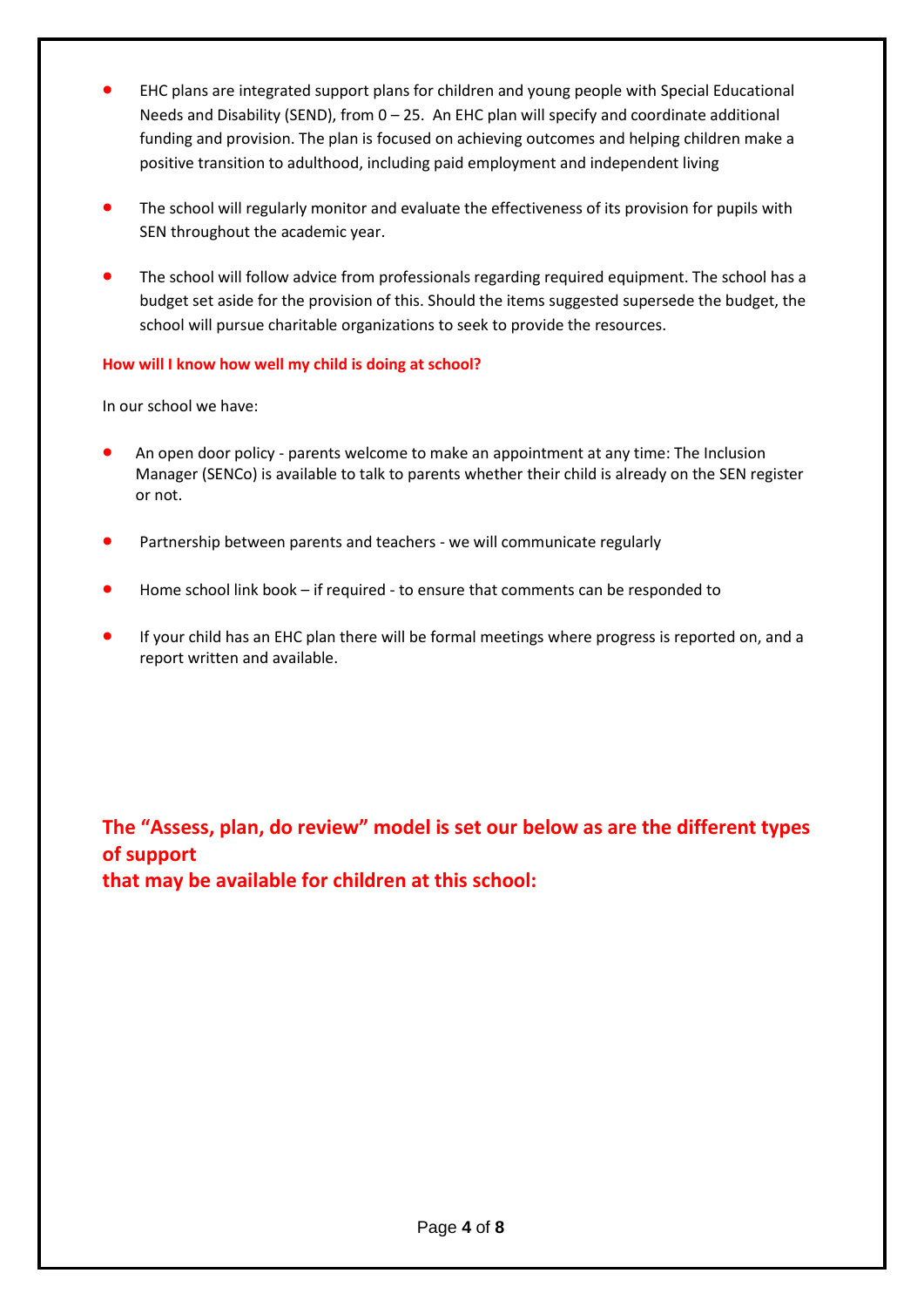- EHC plans are integrated support plans for children and young people with Special Educational Needs and Disability (SEND), from 0 – 25. An EHC plan will specify and coordinate additional funding and provision. The plan is focused on achieving outcomes and helping children make a positive transition to adulthood, including paid employment and independent living

- The school will regularly monitor and evaluate the effectiveness of its provision for pupils with SEN throughout the academic year.

- The school will follow advice from professionals regarding required equipment. The school has a budget set aside for the provision of this. Should the items suggested supersede the budget, the school will pursue charitable organizations to seek to provide the resources.

**How will I know how well my child is doing at school?**

In our school we have:

- An open door policy - parents welcome to make an appointment at any time: The Inclusion Manager (SENCo) is available to talk to parents whether their child is already on the SEN register or not.

- Partnership between parents and teachers - we will communicate regularly

- Home school link book – if required - to ensure that comments can be responded to

- If your child has an EHC plan there will be formal meetings where progress is reported on, and a report written and available.

## The "Assess, plan, do review" model is set our below as are the different types of support that may be available for children at this school: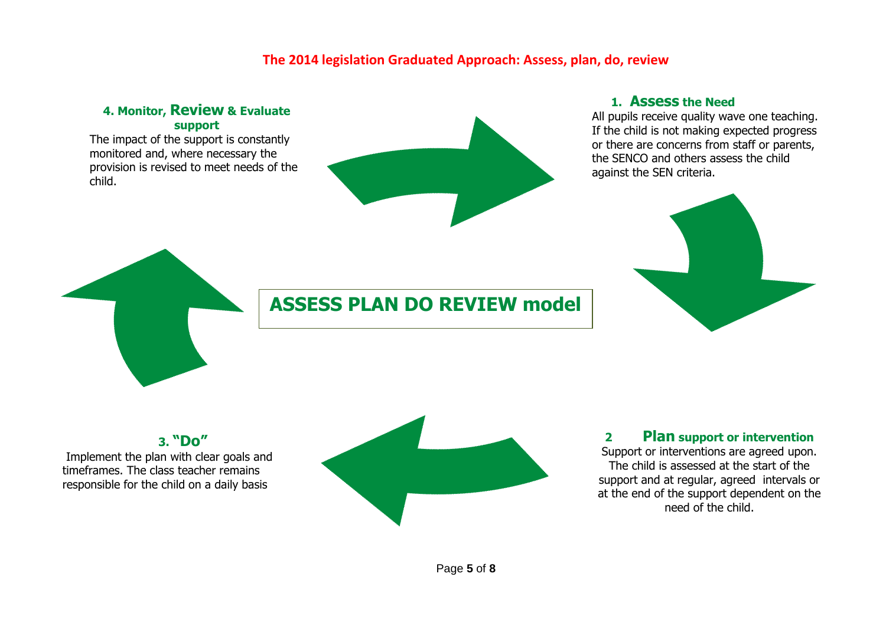## The 2014 legislation Graduated Approach: Assess, plan, do, review

# ASSESS PLAN DO REVIEW model

### 1. Assess the Need

All pupils receive quality wave one teaching. If the child is not making expected progress or there are concerns from staff or parents, the SENCO and others assess the child against the SEN criteria.

### 2 Plan support or intervention

Support or interventions are agreed upon. The child is assessed at the start of the support and at regular, agreed intervals or at the end of the support dependent on the need of the child.

### 3. "Do"

Implement the plan with clear goals and timeframes. The class teacher remains responsible for the child on a daily basis

### 4. Monitor, Review & Evaluate support

The impact of the support is constantly monitored and, where necessary the provision is revised to meet needs of the child.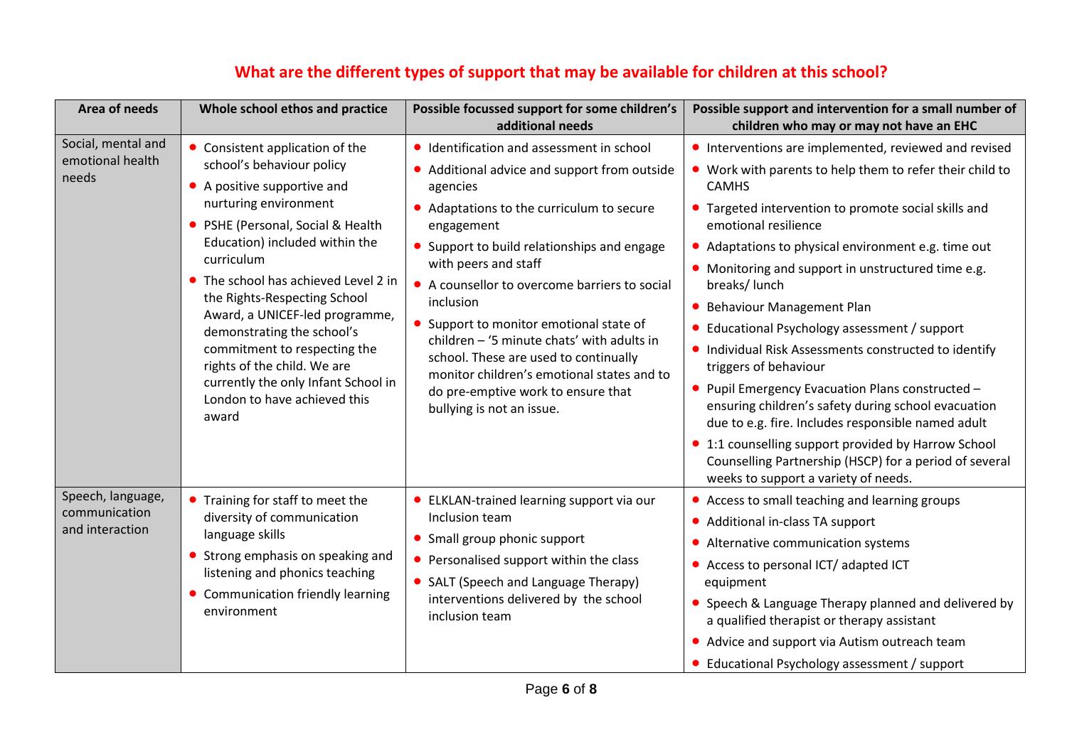## What are the different types of support that may be available for children at this school?

| Area of needs | Whole school ethos and practice | Possible focussed support for some children's additional needs | Possible support and intervention for a small number of children who may or may not have an EHC |
|---|---|---|---|
| Social, mental and emotional health needs | • Consistent application of the school's behaviour policy<br>• A positive supportive and nurturing environment<br>• PSHE (Personal, Social & Health Education) included within the curriculum<br>• The school has achieved Level 2 in the Rights-Respecting School Award, a UNICEF-led programme, demonstrating the school's commitment to respecting the rights of the child. We are currently the only Infant School in London to have achieved this award | • Identification and assessment in school<br>• Additional advice and support from outside agencies<br>• Adaptations to the curriculum to secure engagement<br>• Support to build relationships and engage with peers and staff<br>• A counsellor to overcome barriers to social inclusion<br>• Support to monitor emotional state of children – '5 minute chats' with adults in school. These are used to continually monitor children's emotional states and to do pre-emptive work to ensure that bullying is not an issue. | • Interventions are implemented, reviewed and revised<br>• Work with parents to help them to refer their child to CAMHS<br>• Targeted intervention to promote social skills and emotional resilience<br>• Adaptations to physical environment e.g. time out<br>• Monitoring and support in unstructured time e.g. breaks/ lunch<br>• Behaviour Management Plan<br>• Educational Psychology assessment / support<br>• Individual Risk Assessments constructed to identify triggers of behaviour<br>• Pupil Emergency Evacuation Plans constructed – ensuring children's safety during school evacuation due to e.g. fire. Includes responsible named adult<br>• 1:1 counselling support provided by Harrow School Counselling Partnership (HSCP) for a period of several weeks to support a variety of needs. |
| Speech, language, communication and interaction | • Training for staff to meet the diversity of communication language skills<br>• Strong emphasis on speaking and listening and phonics teaching<br>• Communication friendly learning environment | • ELKLAN-trained learning support via our Inclusion team<br>• Small group phonic support<br>• Personalised support within the class<br>• SALT (Speech and Language Therapy) interventions delivered by the school inclusion team | • Access to small teaching and learning groups<br>• Additional in-class TA support<br>• Alternative communication systems<br>• Access to personal ICT/ adapted ICT equipment<br>• Speech & Language Therapy planned and delivered by a qualified therapist or therapy assistant<br>• Advice and support via Autism outreach team<br>• Educational Psychology assessment / support |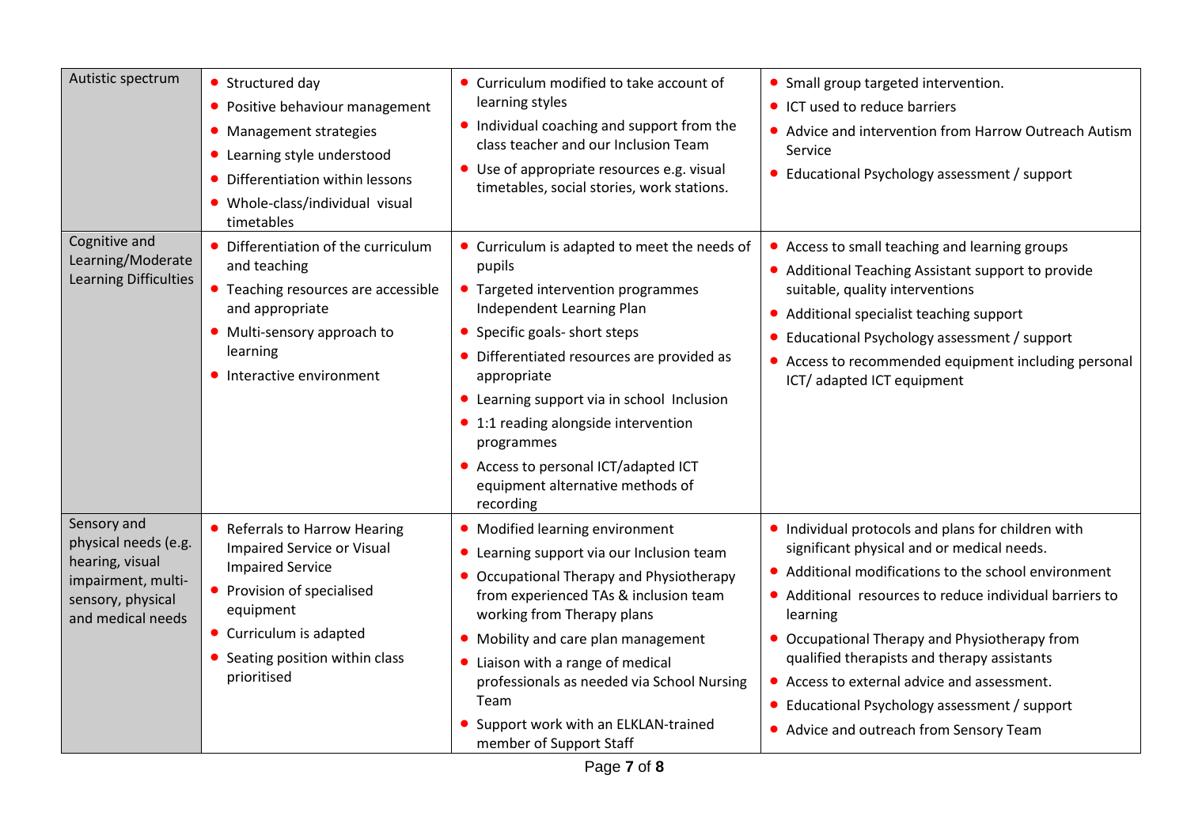| Autistic spectrum | • Structured day<br>• Positive behaviour management<br>• Management strategies<br>• Learning style understood<br>• Differentiation within lessons<br>• Whole-class/individual visual timetables | • Curriculum modified to take account of learning styles<br>• Individual coaching and support from the class teacher and our Inclusion Team<br>• Use of appropriate resources e.g. visual timetables, social stories, work stations. | • Small group targeted intervention.<br>• ICT used to reduce barriers<br>• Advice and intervention from Harrow Outreach Autism Service<br>• Educational Psychology assessment / support |
|---|---|---|---|
| Cognitive and Learning/Moderate Learning Difficulties | • Differentiation of the curriculum and teaching<br>• Teaching resources are accessible and appropriate<br>• Multi-sensory approach to learning<br>• Interactive environment | • Curriculum is adapted to meet the needs of pupils<br>• Targeted intervention programmes Independent Learning Plan<br>• Specific goals- short steps<br>• Differentiated resources are provided as appropriate<br>• Learning support via in school Inclusion<br>• 1:1 reading alongside intervention programmes<br>• Access to personal ICT/adapted ICT equipment alternative methods of recording | • Access to small teaching and learning groups<br>• Additional Teaching Assistant support to provide suitable, quality interventions<br>• Additional specialist teaching support<br>• Educational Psychology assessment / support<br>• Access to recommended equipment including personal ICT/ adapted ICT equipment |
| Sensory and physical needs (e.g. hearing, visual impairment, multi-sensory, physical and medical needs | • Referrals to Harrow Hearing Impaired Service or Visual Impaired Service<br>• Provision of specialised equipment<br>• Curriculum is adapted<br>• Seating position within class prioritised | • Modified learning environment<br>• Learning support via our Inclusion team<br>• Occupational Therapy and Physiotherapy from experienced TAs & inclusion team working from Therapy plans<br>• Mobility and care plan management<br>• Liaison with a range of medical professionals as needed via School Nursing Team<br>• Support work with an ELKLAN-trained member of Support Staff | • Individual protocols and plans for children with significant physical and or medical needs.<br>• Additional modifications to the school environment<br>• Additional resources to reduce individual barriers to learning<br>• Occupational Therapy and Physiotherapy from qualified therapists and therapy assistants<br>• Access to external advice and assessment.<br>• Educational Psychology assessment / support<br>• Advice and outreach from Sensory Team |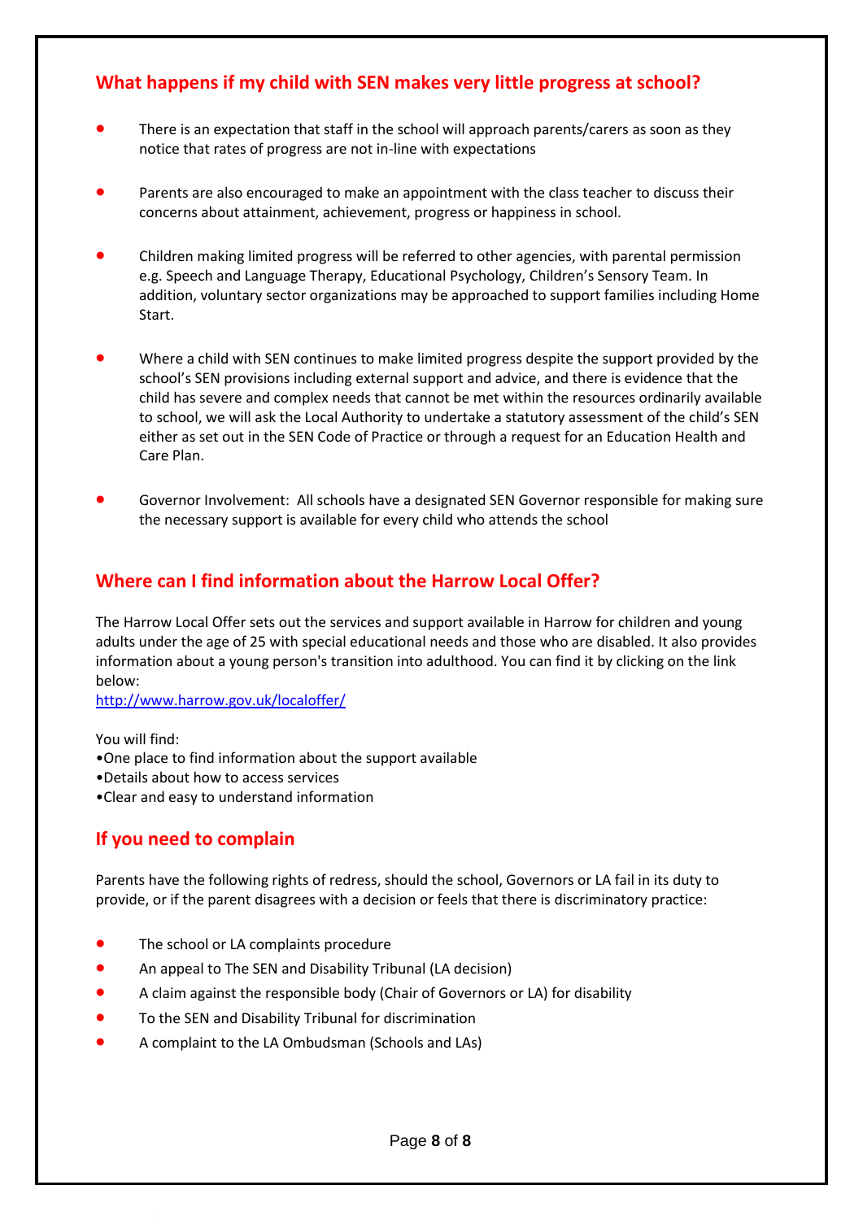## What happens if my child with SEN makes very little progress at school?

- There is an expectation that staff in the school will approach parents/carers as soon as they notice that rates of progress are not in-line with expectations
- Parents are also encouraged to make an appointment with the class teacher to discuss their concerns about attainment, achievement, progress or happiness in school.
- Children making limited progress will be referred to other agencies, with parental permission e.g. Speech and Language Therapy, Educational Psychology, Children's Sensory Team. In addition, voluntary sector organizations may be approached to support families including Home Start.
- Where a child with SEN continues to make limited progress despite the support provided by the school's SEN provisions including external support and advice, and there is evidence that the child has severe and complex needs that cannot be met within the resources ordinarily available to school, we will ask the Local Authority to undertake a statutory assessment of the child's SEN either as set out in the SEN Code of Practice or through a request for an Education Health and Care Plan.
- Governor Involvement: All schools have a designated SEN Governor responsible for making sure the necessary support is available for every child who attends the school

## Where can I find information about the Harrow Local Offer?

The Harrow Local Offer sets out the services and support available in Harrow for children and young adults under the age of 25 with special educational needs and those who are disabled. It also provides information about a young person's transition into adulthood. You can find it by clicking on the link below:
http://www.harrow.gov.uk/localoffer/

You will find:
- One place to find information about the support available
- Details about how to access services
- Clear and easy to understand information

## If you need to complain

Parents have the following rights of redress, should the school, Governors or LA fail in its duty to provide, or if the parent disagrees with a decision or feels that there is discriminatory practice:

- The school or LA complaints procedure
- An appeal to The SEN and Disability Tribunal (LA decision)
- A claim against the responsible body (Chair of Governors or LA) for disability
- To the SEN and Disability Tribunal for discrimination
- A complaint to the LA Ombudsman (Schools and LAs)